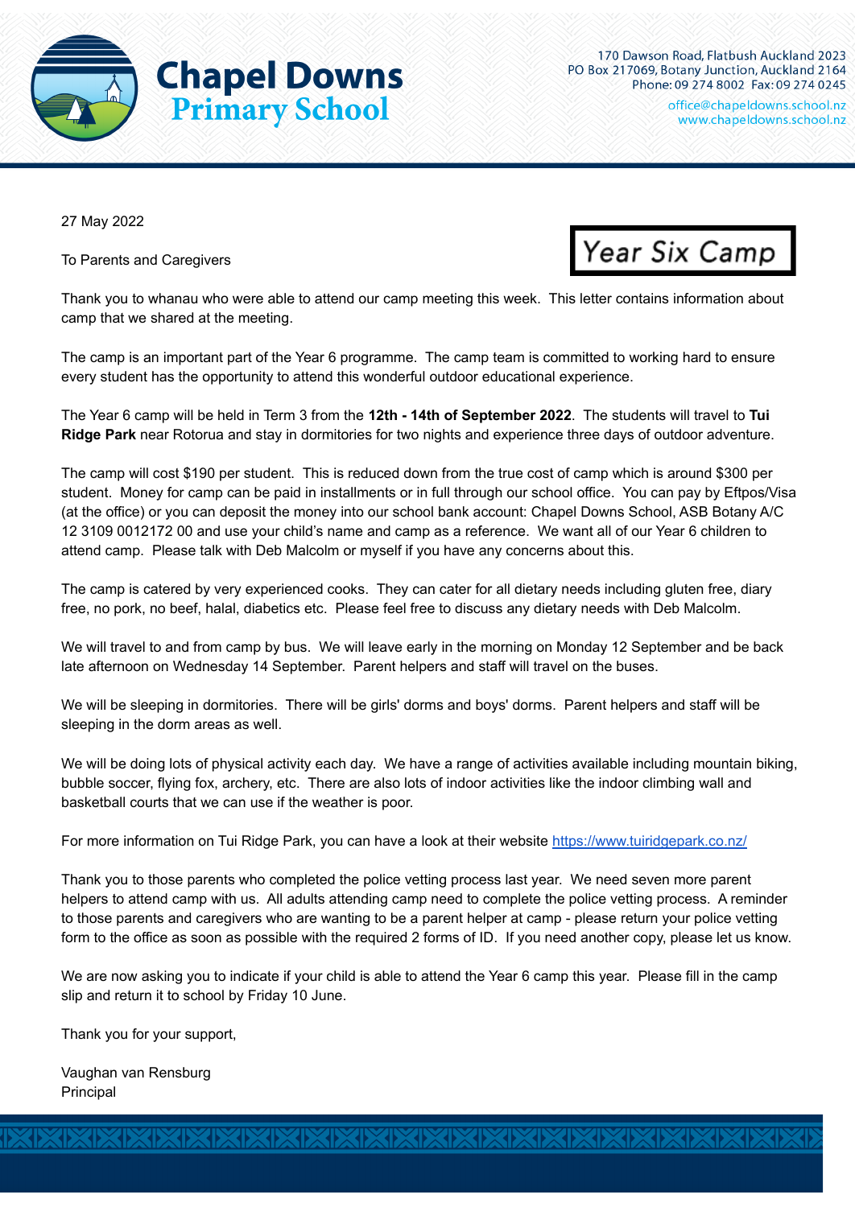# Chapel Downs Primary School

170 Dawson Road, Flatbush Auckland 2023
PO Box 217069, Botany Junction, Auckland 2164
Phone: 09 274 8002 Fax: 09 274 0245
office@chapeldowns.school.nz
www.chapeldowns.school.nz

27 May 2022

To Parents and Caregivers

## Year Six Camp

Thank you to whanau who were able to attend our camp meeting this week. This letter contains information about camp that we shared at the meeting.

The camp is an important part of the Year 6 programme. The camp team is committed to working hard to ensure every student has the opportunity to attend this wonderful outdoor educational experience.

The Year 6 camp will be held in Term 3 from the **12th - 14th of September 2022**. The students will travel to **Tui Ridge Park** near Rotorua and stay in dormitories for two nights and experience three days of outdoor adventure.

The camp will cost $190 per student. This is reduced down from the true cost of camp which is around $300 per student. Money for camp can be paid in installments or in full through our school office. You can pay by Eftpos/Visa (at the office) or you can deposit the money into our school bank account: Chapel Downs School, ASB Botany A/C 12 3109 0012172 00 and use your child's name and camp as a reference. We want all of our Year 6 children to attend camp. Please talk with Deb Malcolm or myself if you have any concerns about this.

The camp is catered by very experienced cooks. They can cater for all dietary needs including gluten free, diary free, no pork, no beef, halal, diabetics etc. Please feel free to discuss any dietary needs with Deb Malcolm.

We will travel to and from camp by bus. We will leave early in the morning on Monday 12 September and be back late afternoon on Wednesday 14 September. Parent helpers and staff will travel on the buses.

We will be sleeping in dormitories. There will be girls' dorms and boys' dorms. Parent helpers and staff will be sleeping in the dorm areas as well.

We will be doing lots of physical activity each day. We have a range of activities available including mountain biking, bubble soccer, flying fox, archery, etc. There are also lots of indoor activities like the indoor climbing wall and basketball courts that we can use if the weather is poor.

For more information on Tui Ridge Park, you can have a look at their website [https://www.tuiridgepark.co.nz/](https://www.tuiridgepark.co.nz/)

Thank you to those parents who completed the police vetting process last year. We need seven more parent helpers to attend camp with us. All adults attending camp need to complete the police vetting process. A reminder to those parents and caregivers who are wanting to be a parent helper at camp - please return your police vetting form to the office as soon as possible with the required 2 forms of ID. If you need another copy, please let us know.

We are now asking you to indicate if your child is able to attend the Year 6 camp this year. Please fill in the camp slip and return it to school by Friday 10 June.

Thank you for your support,

Vaughan van Rensburg
Principal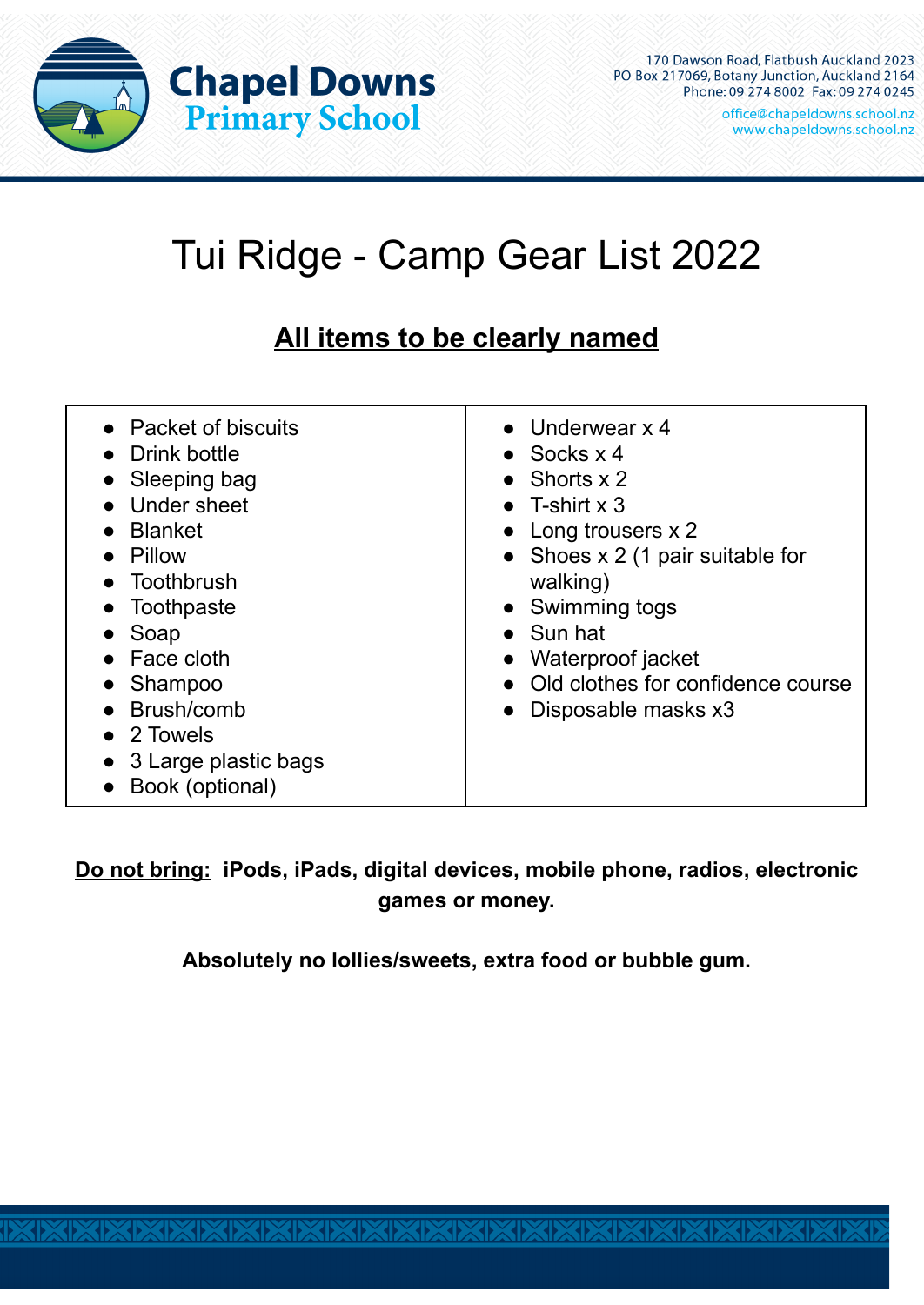**Chapel Downs Primary School**

170 Dawson Road, Flatbush Auckland 2023
PO Box 217069, Botany Junction, Auckland 2164
Phone: 09 274 8002 Fax: 09 274 0245
office@chapeldowns.school.nz
www.chapeldowns.school.nz

# Tui Ridge - Camp Gear List 2022

## **<u>All items to be clearly named</u>**

- Packet of biscuits
- Drink bottle
- Sleeping bag
- Under sheet
- Blanket
- Pillow
- Toothbrush
- Toothpaste
- Soap
- Face cloth
- Shampoo
- Brush/comb
- 2 Towels
- 3 Large plastic bags
- Book (optional)

- Underwear x 4
- Socks x 4
- Shorts x 2
- T-shirt x 3
- Long trousers x 2
- Shoes x 2 (1 pair suitable for walking)
- Swimming togs
- Sun hat
- Waterproof jacket
- Old clothes for confidence course
- Disposable masks x3

**<u>Do not bring:</u> iPods, iPads, digital devices, mobile phone, radios, electronic games or money.**

**Absolutely no lollies/sweets, extra food or bubble gum.**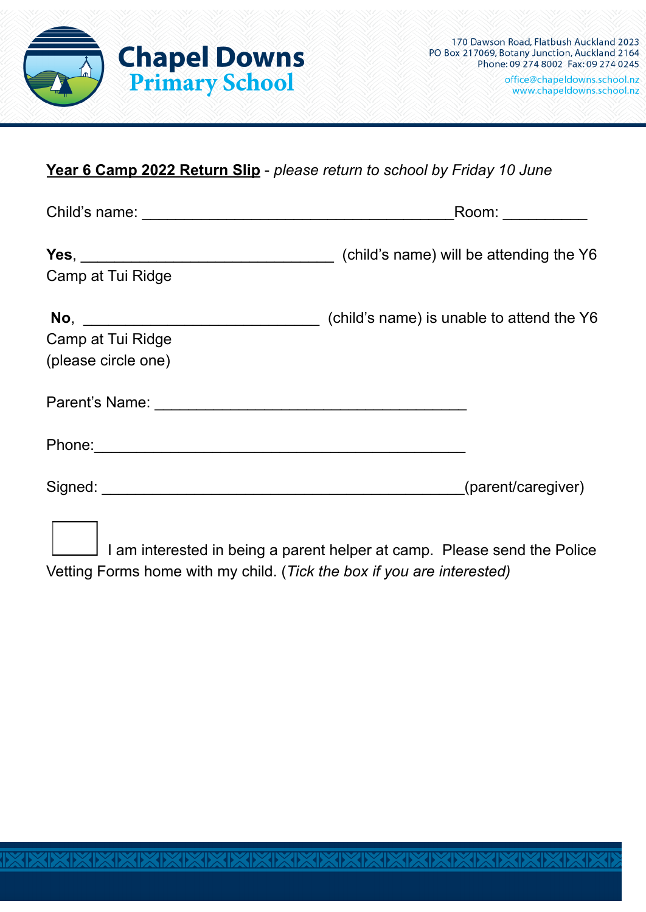# Chapel Downs Primary School

170 Dawson Road, Flatbush Auckland 2023
PO Box 217069, Botany Junction, Auckland 2164
Phone: 09 274 8002 Fax: 09 274 0245
office@chapeldowns.school.nz
www.chapeldowns.school.nz

**Year 6 Camp 2022 Return Slip** - *please return to school by Friday 10 June*

Child's name: ____________________________________Room: __________

**Yes**, ______________________________ (child's name) will be attending the Y6 Camp at Tui Ridge

**No**, ____________________________ (child's name) is unable to attend the Y6 Camp at Tui Ridge
(please circle one)

Parent's Name: _____________________________________

Phone:____________________________________________

Signed: ___________________________________________(parent/caregiver)

☐ I am interested in being a parent helper at camp. Please send the Police Vetting Forms home with my child. (*Tick the box if you are interested)*